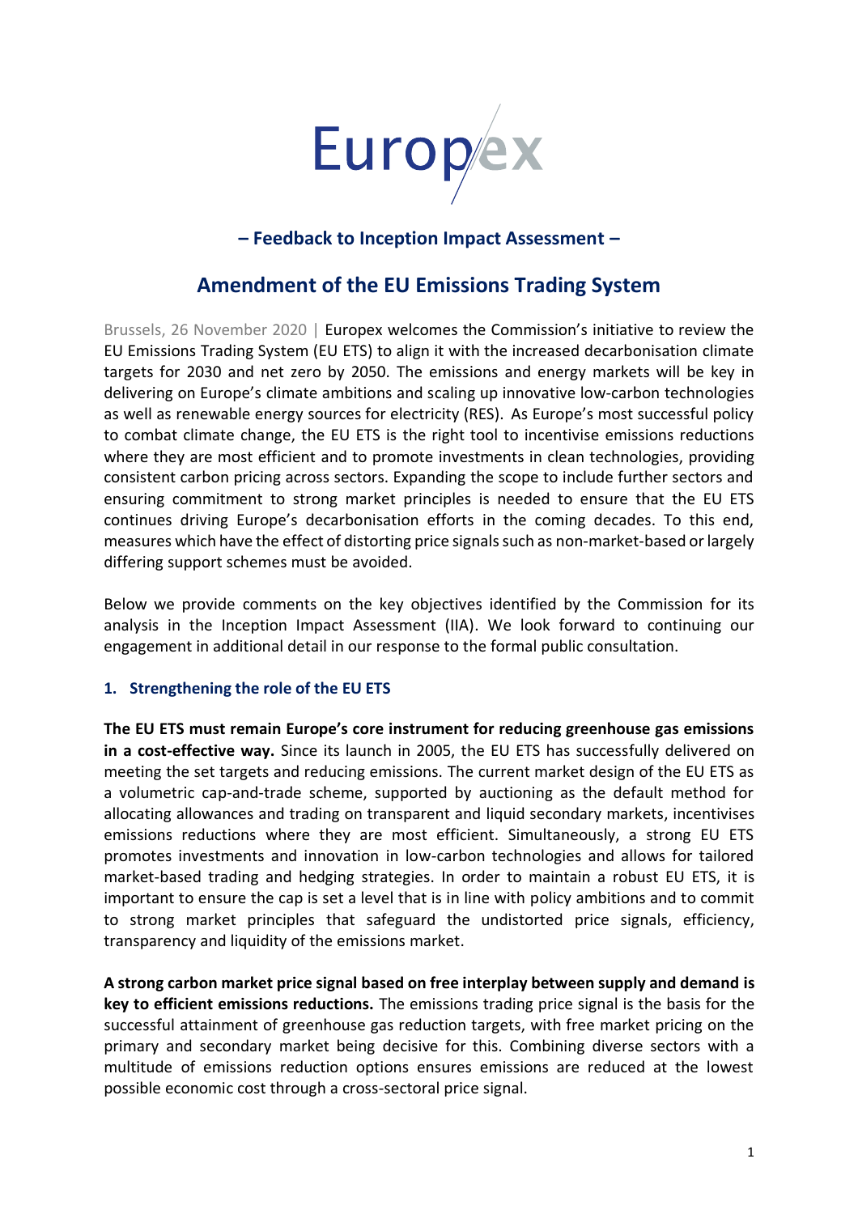Europex

**– Feedback to Inception Impact Assessment –**

# Amendment of the EU Emissions Trading System

Brussels, 26 November 2020 | Europex welcomes the Commission's initiative to review the EU Emissions Trading System (EU ETS) to align it with the increased decarbonisation climate targets for 2030 and net zero by 2050. The emissions and energy markets will be key in delivering on Europe's climate ambitions and scaling up innovative low-carbon technologies as well as renewable energy sources for electricity (RES). As Europe's most successful policy to combat climate change, the EU ETS is the right tool to incentivise emissions reductions where they are most efficient and to promote investments in clean technologies, providing consistent carbon pricing across sectors. Expanding the scope to include further sectors and ensuring commitment to strong market principles is needed to ensure that the EU ETS continues driving Europe's decarbonisation efforts in the coming decades. To this end, measures which have the effect of distorting price signals such as non-market-based or largely differing support schemes must be avoided.

Below we provide comments on the key objectives identified by the Commission for its analysis in the Inception Impact Assessment (IIA). We look forward to continuing our engagement in additional detail in our response to the formal public consultation.

## 1. Strengthening the role of the EU ETS

**The EU ETS must remain Europe's core instrument for reducing greenhouse gas emissions in a cost-effective way.** Since its launch in 2005, the EU ETS has successfully delivered on meeting the set targets and reducing emissions. The current market design of the EU ETS as a volumetric cap-and-trade scheme, supported by auctioning as the default method for allocating allowances and trading on transparent and liquid secondary markets, incentivises emissions reductions where they are most efficient. Simultaneously, a strong EU ETS promotes investments and innovation in low-carbon technologies and allows for tailored market-based trading and hedging strategies. In order to maintain a robust EU ETS, it is important to ensure the cap is set a level that is in line with policy ambitions and to commit to strong market principles that safeguard the undistorted price signals, efficiency, transparency and liquidity of the emissions market.

**A strong carbon market price signal based on free interplay between supply and demand is key to efficient emissions reductions.** The emissions trading price signal is the basis for the successful attainment of greenhouse gas reduction targets, with free market pricing on the primary and secondary market being decisive for this. Combining diverse sectors with a multitude of emissions reduction options ensures emissions are reduced at the lowest possible economic cost through a cross-sectoral price signal.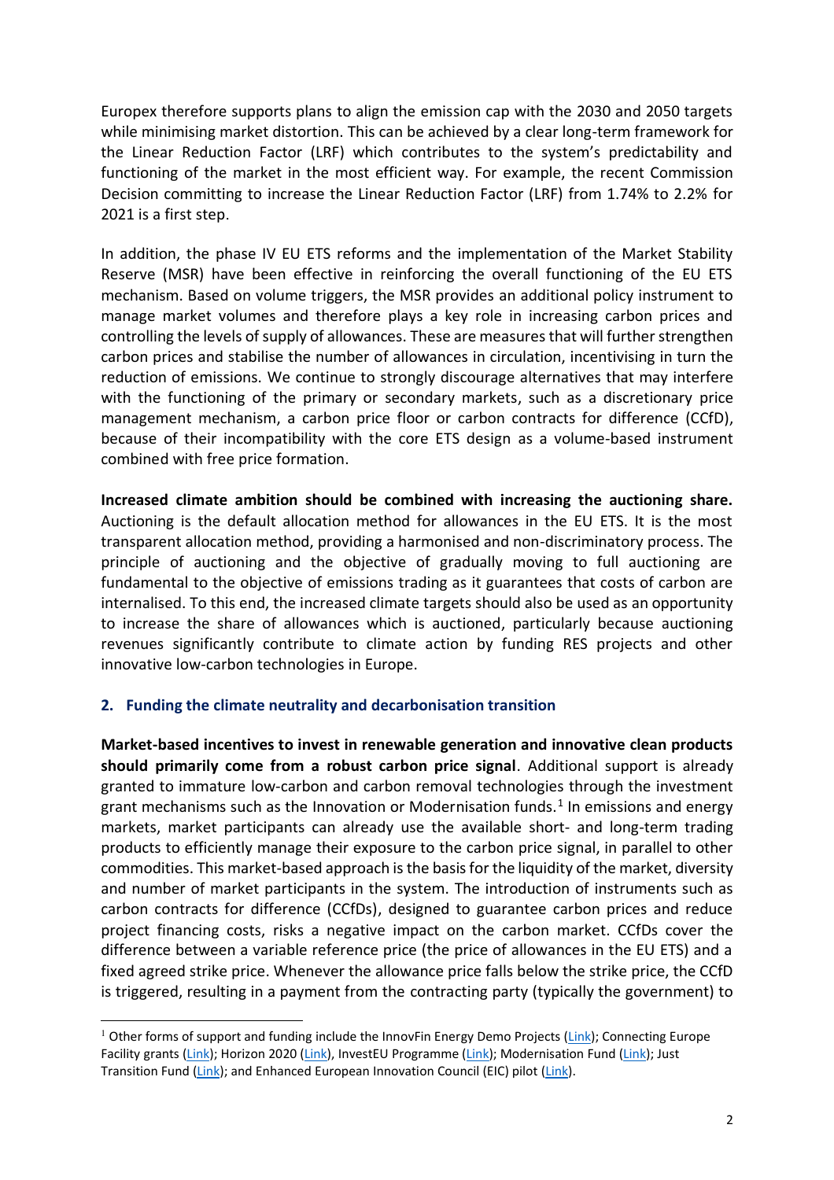Europex therefore supports plans to align the emission cap with the 2030 and 2050 targets while minimising market distortion. This can be achieved by a clear long-term framework for the Linear Reduction Factor (LRF) which contributes to the system's predictability and functioning of the market in the most efficient way. For example, the recent Commission Decision committing to increase the Linear Reduction Factor (LRF) from 1.74% to 2.2% for 2021 is a first step.

In addition, the phase IV EU ETS reforms and the implementation of the Market Stability Reserve (MSR) have been effective in reinforcing the overall functioning of the EU ETS mechanism. Based on volume triggers, the MSR provides an additional policy instrument to manage market volumes and therefore plays a key role in increasing carbon prices and controlling the levels of supply of allowances. These are measures that will further strengthen carbon prices and stabilise the number of allowances in circulation, incentivising in turn the reduction of emissions. We continue to strongly discourage alternatives that may interfere with the functioning of the primary or secondary markets, such as a discretionary price management mechanism, a carbon price floor or carbon contracts for difference (CCfD), because of their incompatibility with the core ETS design as a volume-based instrument combined with free price formation.

**Increased climate ambition should be combined with increasing the auctioning share.** Auctioning is the default allocation method for allowances in the EU ETS. It is the most transparent allocation method, providing a harmonised and non-discriminatory process. The principle of auctioning and the objective of gradually moving to full auctioning are fundamental to the objective of emissions trading as it guarantees that costs of carbon are internalised. To this end, the increased climate targets should also be used as an opportunity to increase the share of allowances which is auctioned, particularly because auctioning revenues significantly contribute to climate action by funding RES projects and other innovative low-carbon technologies in Europe.

## 2. Funding the climate neutrality and decarbonisation transition

**Market-based incentives to invest in renewable generation and innovative clean products should primarily come from a robust carbon price signal**. Additional support is already granted to immature low-carbon and carbon removal technologies through the investment grant mechanisms such as the Innovation or Modernisation funds.[1] In emissions and energy markets, market participants can already use the available short- and long-term trading products to efficiently manage their exposure to the carbon price signal, in parallel to other commodities. This market-based approach is the basis for the liquidity of the market, diversity and number of market participants in the system. The introduction of instruments such as carbon contracts for difference (CCfDs), designed to guarantee carbon prices and reduce project financing costs, risks a negative impact on the carbon market. CCfDs cover the difference between a variable reference price (the price of allowances in the EU ETS) and a fixed agreed strike price. Whenever the allowance price falls below the strike price, the CCfD is triggered, resulting in a payment from the contracting party (typically the government) to

[1] Other forms of support and funding include the InnovFin Energy Demo Projects (Link); Connecting Europe Facility grants (Link); Horizon 2020 (Link), InvestEU Programme (Link); Modernisation Fund (Link); Just Transition Fund (Link); and Enhanced European Innovation Council (EIC) pilot (Link).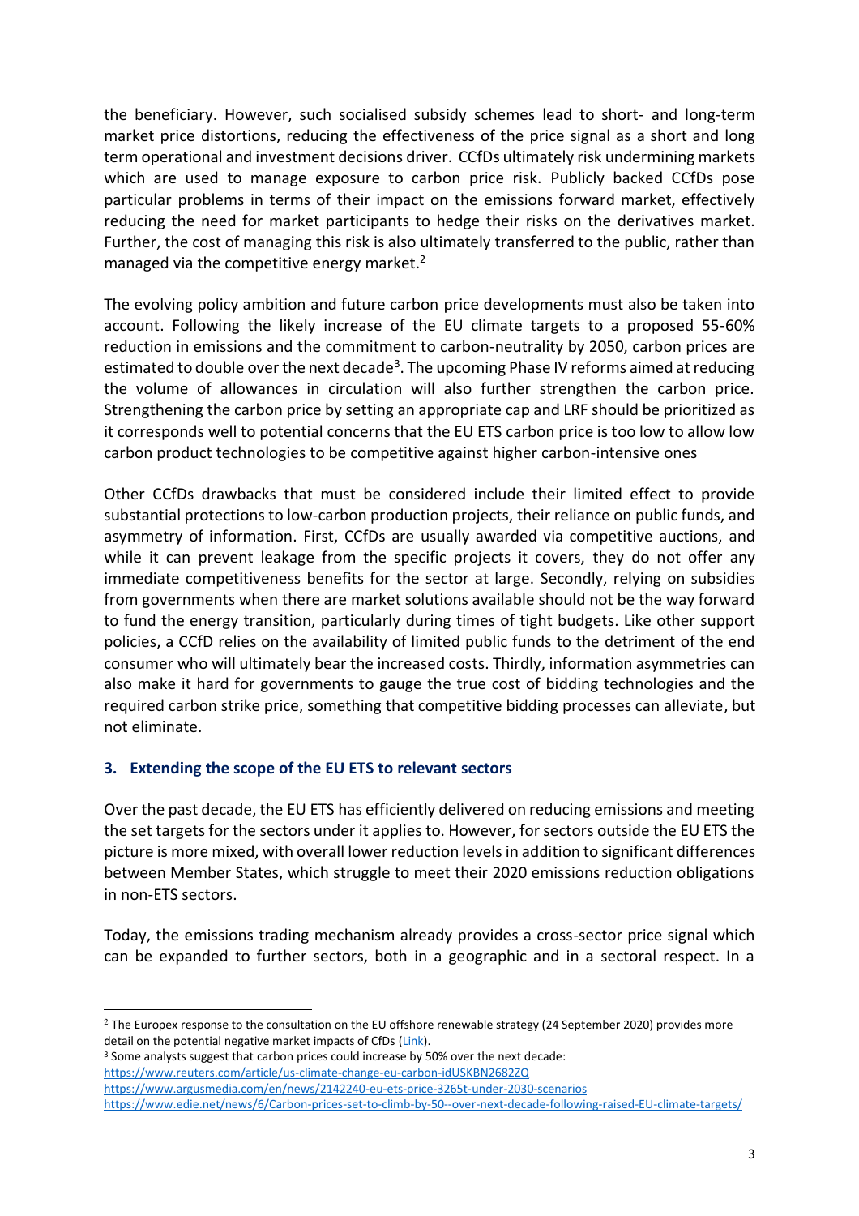the beneficiary. However, such socialised subsidy schemes lead to short- and long-term market price distortions, reducing the effectiveness of the price signal as a short and long term operational and investment decisions driver. CCfDs ultimately risk undermining markets which are used to manage exposure to carbon price risk. Publicly backed CCfDs pose particular problems in terms of their impact on the emissions forward market, effectively reducing the need for market participants to hedge their risks on the derivatives market. Further, the cost of managing this risk is also ultimately transferred to the public, rather than managed via the competitive energy market.[2]

The evolving policy ambition and future carbon price developments must also be taken into account. Following the likely increase of the EU climate targets to a proposed 55-60% reduction in emissions and the commitment to carbon-neutrality by 2050, carbon prices are estimated to double over the next decade[3]. The upcoming Phase IV reforms aimed at reducing the volume of allowances in circulation will also further strengthen the carbon price. Strengthening the carbon price by setting an appropriate cap and LRF should be prioritized as it corresponds well to potential concerns that the EU ETS carbon price is too low to allow low carbon product technologies to be competitive against higher carbon-intensive ones

Other CCfDs drawbacks that must be considered include their limited effect to provide substantial protections to low-carbon production projects, their reliance on public funds, and asymmetry of information. First, CCfDs are usually awarded via competitive auctions, and while it can prevent leakage from the specific projects it covers, they do not offer any immediate competitiveness benefits for the sector at large. Secondly, relying on subsidies from governments when there are market solutions available should not be the way forward to fund the energy transition, particularly during times of tight budgets. Like other support policies, a CCfD relies on the availability of limited public funds to the detriment of the end consumer who will ultimately bear the increased costs. Thirdly, information asymmetries can also make it hard for governments to gauge the true cost of bidding technologies and the required carbon strike price, something that competitive bidding processes can alleviate, but not eliminate.

### 3. Extending the scope of the EU ETS to relevant sectors

Over the past decade, the EU ETS has efficiently delivered on reducing emissions and meeting the set targets for the sectors under it applies to. However, for sectors outside the EU ETS the picture is more mixed, with overall lower reduction levels in addition to significant differences between Member States, which struggle to meet their 2020 emissions reduction obligations in non-ETS sectors.

Today, the emissions trading mechanism already provides a cross-sector price signal which can be expanded to further sectors, both in a geographic and in a sectoral respect. In a

---

[2] The Europex response to the consultation on the EU offshore renewable strategy (24 September 2020) provides more detail on the potential negative market impacts of CfDs (Link).

[3] Some analysts suggest that carbon prices could increase by 50% over the next decade:
https://www.reuters.com/article/us-climate-change-eu-carbon-idUSKBN2682ZQ
https://www.argusmedia.com/en/news/2142240-eu-ets-price-3265t-under-2030-scenarios
https://www.edie.net/news/6/Carbon-prices-set-to-climb-by-50--over-next-decade-following-raised-EU-climate-targets/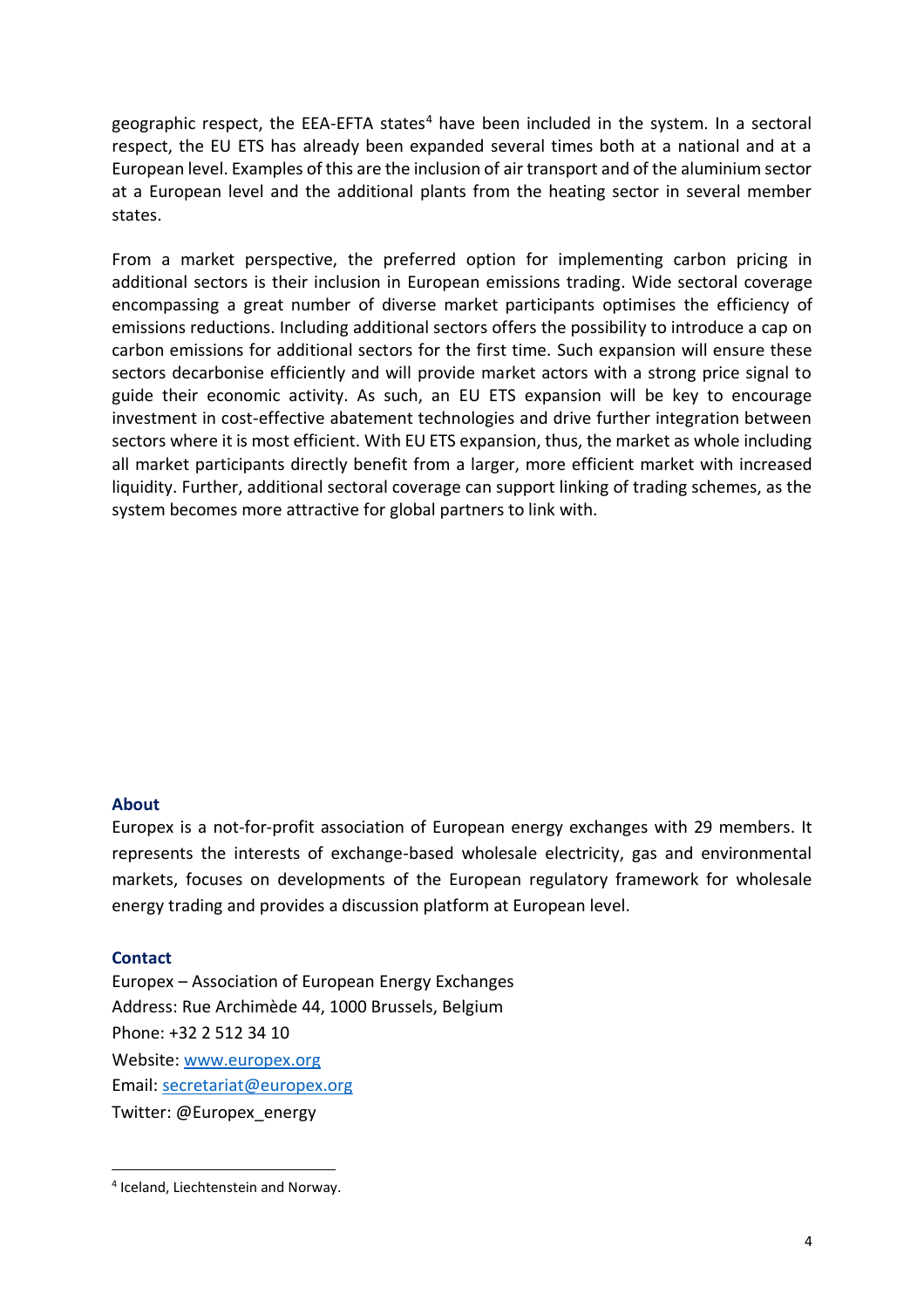geographic respect, the EEA-EFTA states[4] have been included in the system. In a sectoral respect, the EU ETS has already been expanded several times both at a national and at a European level. Examples of this are the inclusion of air transport and of the aluminium sector at a European level and the additional plants from the heating sector in several member states.

From a market perspective, the preferred option for implementing carbon pricing in additional sectors is their inclusion in European emissions trading. Wide sectoral coverage encompassing a great number of diverse market participants optimises the efficiency of emissions reductions. Including additional sectors offers the possibility to introduce a cap on carbon emissions for additional sectors for the first time. Such expansion will ensure these sectors decarbonise efficiently and will provide market actors with a strong price signal to guide their economic activity. As such, an EU ETS expansion will be key to encourage investment in cost-effective abatement technologies and drive further integration between sectors where it is most efficient. With EU ETS expansion, thus, the market as whole including all market participants directly benefit from a larger, more efficient market with increased liquidity. Further, additional sectoral coverage can support linking of trading schemes, as the system becomes more attractive for global partners to link with.

## About

Europex is a not-for-profit association of European energy exchanges with 29 members. It represents the interests of exchange-based wholesale electricity, gas and environmental markets, focuses on developments of the European regulatory framework for wholesale energy trading and provides a discussion platform at European level.

## Contact

Europex – Association of European Energy Exchanges
Address: Rue Archimède 44, 1000 Brussels, Belgium
Phone: +32 2 512 34 10
Website: [www.europex.org](http://www.europex.org)
Email: [secretariat@europex.org](mailto:secretariat@europex.org)
Twitter: @Europex_energy

---

[4] Iceland, Liechtenstein and Norway.